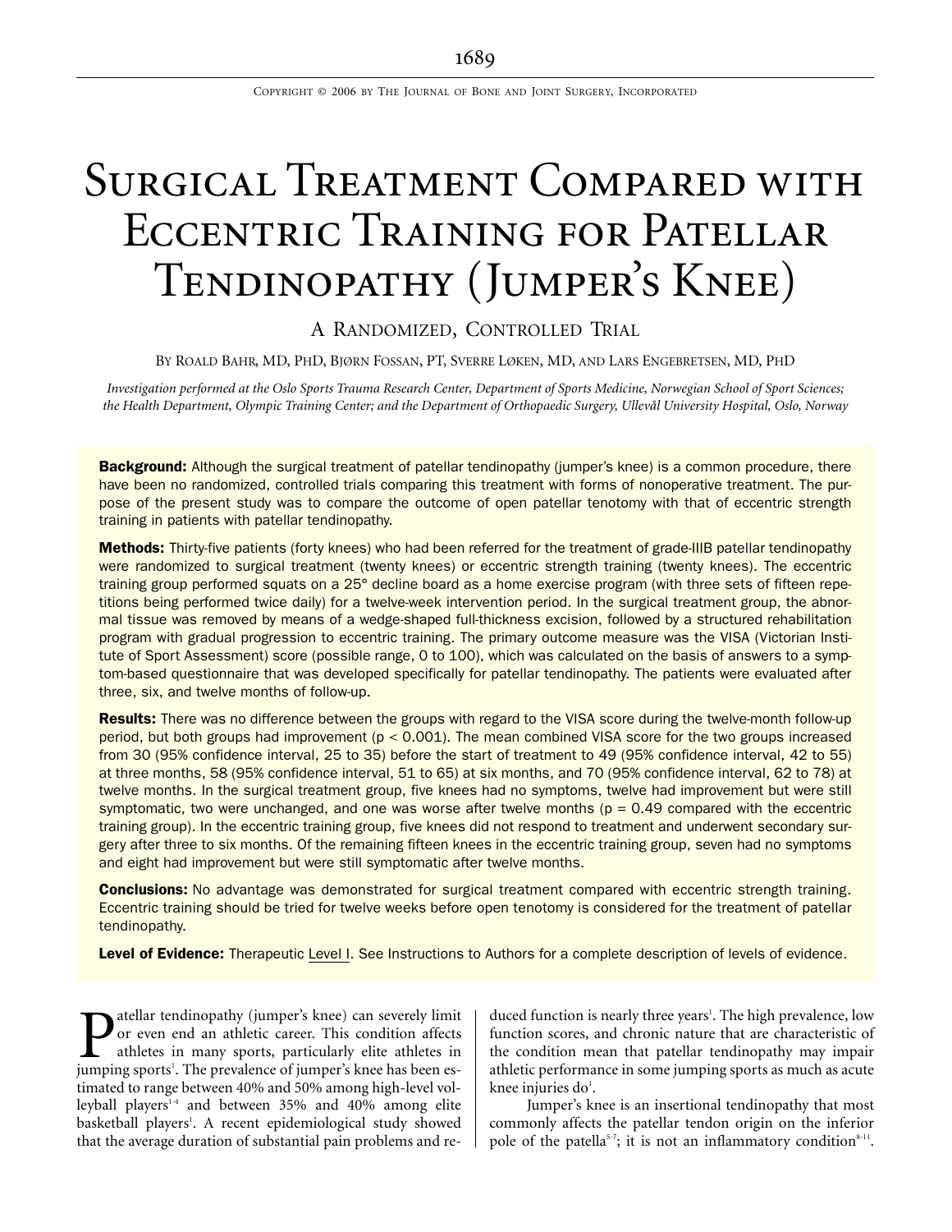# Surgical Treatment Compared with Eccentric Training for Patellar Tendinopathy (Jumper's Knee)

## A Randomized, Controlled Trial

By Roald Bahr, MD, PhD, Bjørn Fossan, PT, Sverre Løken, MD, and Lars Engebretsen, MD, PhD

*Investigation performed at the Oslo Sports Trauma Research Center, Department of Sports Medicine, Norwegian School of Sport Sciences; the Health Department, Olympic Training Center; and the Department of Orthopaedic Surgery, Ullevål University Hospital, Oslo, Norway*

**Background:** Although the surgical treatment of patellar tendinopathy (jumper's knee) is a common procedure, there have been no randomized, controlled trials comparing this treatment with forms of nonoperative treatment. The purpose of the present study was to compare the outcome of open patellar tenotomy with that of eccentric strength training in patients with patellar tendinopathy.

**Methods:** Thirty-five patients (forty knees) who had been referred for the treatment of grade-IIIB patellar tendinopathy were randomized to surgical treatment (twenty knees) or eccentric strength training (twenty knees). The eccentric training group performed squats on a 25° decline board as a home exercise program (with three sets of fifteen repetitions being performed twice daily) for a twelve-week intervention period. In the surgical treatment group, the abnormal tissue was removed by means of a wedge-shaped full-thickness excision, followed by a structured rehabilitation program with gradual progression to eccentric training. The primary outcome measure was the VISA (Victorian Institute of Sport Assessment) score (possible range, 0 to 100), which was calculated on the basis of answers to a symptom-based questionnaire that was developed specifically for patellar tendinopathy. The patients were evaluated after three, six, and twelve months of follow-up.

**Results:** There was no difference between the groups with regard to the VISA score during the twelve-month follow-up period, but both groups had improvement ($p < 0.001$). The mean combined VISA score for the two groups increased from 30 (95% confidence interval, 25 to 35) before the start of treatment to 49 (95% confidence interval, 42 to 55) at three months, 58 (95% confidence interval, 51 to 65) at six months, and 70 (95% confidence interval, 62 to 78) at twelve months. In the surgical treatment group, five knees had no symptoms, twelve had improvement but were still symptomatic, two were unchanged, and one was worse after twelve months ($p = 0.49$ compared with the eccentric training group). In the eccentric training group, five knees did not respond to treatment and underwent secondary surgery after three to six months. Of the remaining fifteen knees in the eccentric training group, seven had no symptoms and eight had improvement but were still symptomatic after twelve months.

**Conclusions:** No advantage was demonstrated for surgical treatment compared with eccentric strength training. Eccentric training should be tried for twelve weeks before open tenotomy is considered for the treatment of patellar tendinopathy.

**Level of Evidence:** Therapeutic Level I. See Instructions to Authors for a complete description of levels of evidence.

Patellar tendinopathy (jumper's knee) can severely limit or even end an athletic career. This condition affects athletes in many sports, particularly elite athletes in jumping sports[1]. The prevalence of jumper's knee has been estimated to range between 40% and 50% among high-level volleyball players[1-4] and between 35% and 40% among elite basketball players[1]. A recent epidemiological study showed that the average duration of substantial pain problems and reduced function is nearly three years[1]. The high prevalence, low function scores, and chronic nature that are characteristic of the condition mean that patellar tendinopathy may impair athletic performance in some jumping sports as much as acute knee injuries do[1].

Jumper's knee is an insertional tendinopathy that most commonly affects the patellar tendon origin on the inferior pole of the patella[5-7]; it is not an inflammatory condition[8-11].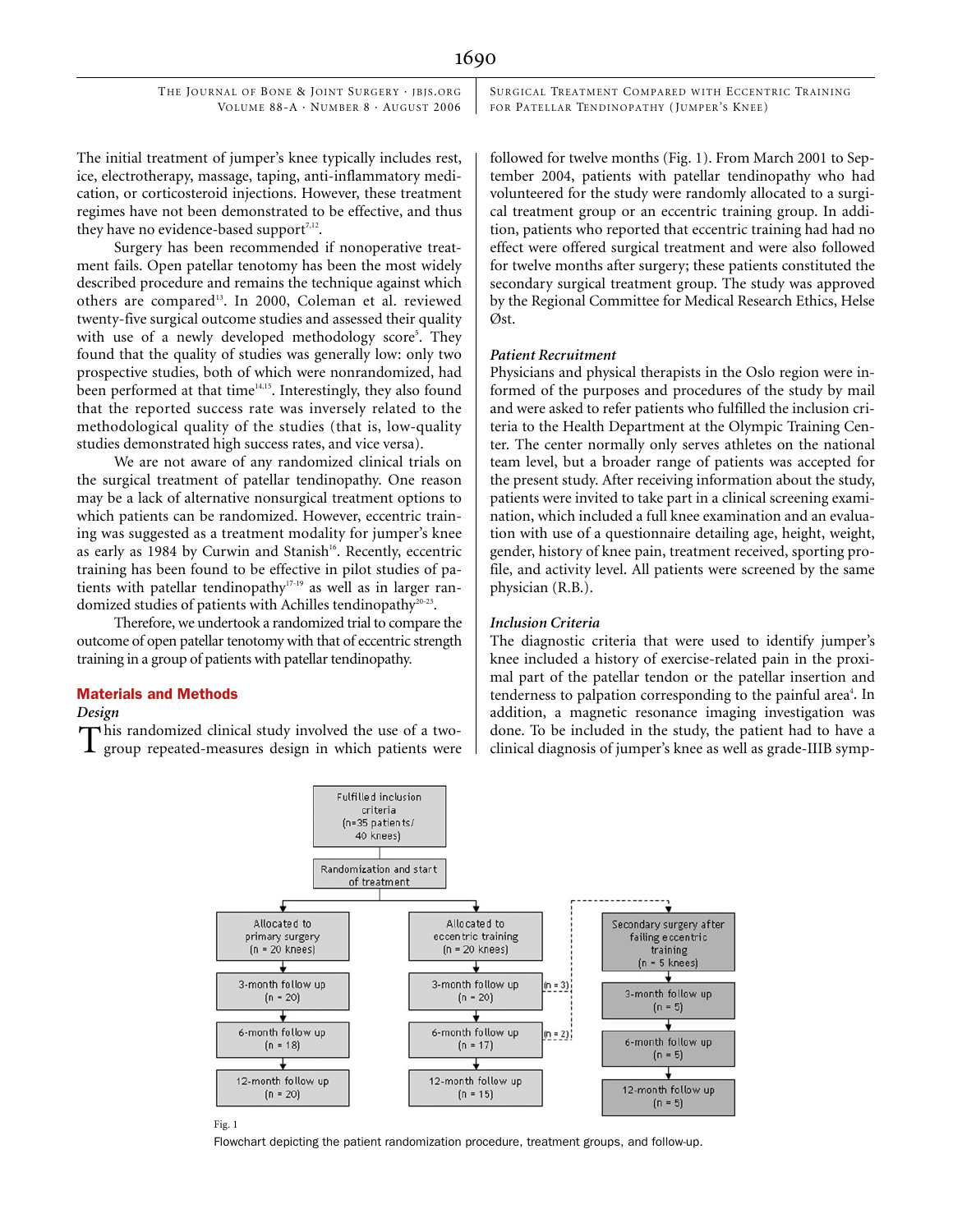The initial treatment of jumper's knee typically includes rest, ice, electrotherapy, massage, taping, anti-inflammatory medication, or corticosteroid injections. However, these treatment regimes have not been demonstrated to be effective, and thus they have no evidence-based support[7,12].

Surgery has been recommended if nonoperative treatment fails. Open patellar tenotomy has been the most widely described procedure and remains the technique against which others are compared[13]. In 2000, Coleman et al. reviewed twenty-five surgical outcome studies and assessed their quality with use of a newly developed methodology score[5]. They found that the quality of studies was generally low: only two prospective studies, both of which were nonrandomized, had been performed at that time[14,15]. Interestingly, they also found that the reported success rate was inversely related to the methodological quality of the studies (that is, low-quality studies demonstrated high success rates, and vice versa).

We are not aware of any randomized clinical trials on the surgical treatment of patellar tendinopathy. One reason may be a lack of alternative nonsurgical treatment options to which patients can be randomized. However, eccentric training was suggested as a treatment modality for jumper's knee as early as 1984 by Curwin and Stanish[16]. Recently, eccentric training has been found to be effective in pilot studies of patients with patellar tendinopathy[17-19] as well as in larger randomized studies of patients with Achilles tendinopathy[20-23].

Therefore, we undertook a randomized trial to compare the outcome of open patellar tenotomy with that of eccentric strength training in a group of patients with patellar tendinopathy.

## Materials and Methods

### Design

This randomized clinical study involved the use of a two-group repeated-measures design in which patients were followed for twelve months (Fig. 1). From March 2001 to September 2004, patients with patellar tendinopathy who had volunteered for the study were randomly allocated to a surgical treatment group or an eccentric training group. In addition, patients who reported that eccentric training had had no effect were offered surgical treatment and were also followed for twelve months after surgery; these patients constituted the secondary surgical treatment group. The study was approved by the Regional Committee for Medical Research Ethics, Helse Øst.

### Patient Recruitment

Physicians and physical therapists in the Oslo region were informed of the purposes and procedures of the study by mail and were asked to refer patients who fulfilled the inclusion criteria to the Health Department at the Olympic Training Center. The center normally only serves athletes on the national team level, but a broader range of patients was accepted for the present study. After receiving information about the study, patients were invited to take part in a clinical screening examination, which included a full knee examination and an evaluation with use of a questionnaire detailing age, height, weight, gender, history of knee pain, treatment received, sporting profile, and activity level. All patients were screened by the same physician (R.B.).

### Inclusion Criteria

The diagnostic criteria that were used to identify jumper's knee included a history of exercise-related pain in the proximal part of the patellar tendon or the patellar insertion and tenderness to palpation corresponding to the painful area[4]. In addition, a magnetic resonance imaging investigation was done. To be included in the study, the patient had to have a clinical diagnosis of jumper's knee as well as grade-IIIB symp-

Fig. 1

Flowchart depicting the patient randomization procedure, treatment groups, and follow-up.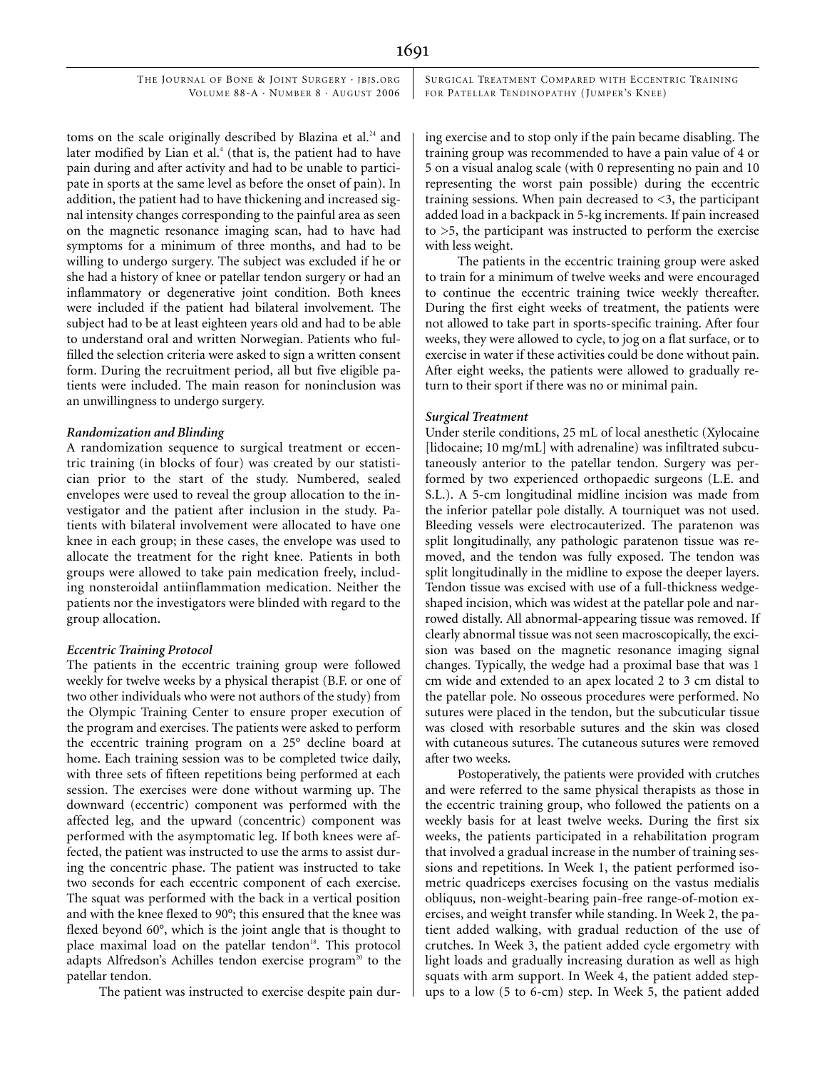toms on the scale originally described by Blazina et al.[24] and later modified by Lian et al.[4] (that is, the patient had to have pain during and after activity and had to be unable to participate in sports at the same level as before the onset of pain). In addition, the patient had to have thickening and increased signal intensity changes corresponding to the painful area as seen on the magnetic resonance imaging scan, had to have had symptoms for a minimum of three months, and had to be willing to undergo surgery. The subject was excluded if he or she had a history of knee or patellar tendon surgery or had an inflammatory or degenerative joint condition. Both knees were included if the patient had bilateral involvement. The subject had to be at least eighteen years old and had to be able to understand oral and written Norwegian. Patients who fulfilled the selection criteria were asked to sign a written consent form. During the recruitment period, all but five eligible patients were included. The main reason for noninclusion was an unwillingness to undergo surgery.

### *Randomization and Blinding*

A randomization sequence to surgical treatment or eccentric training (in blocks of four) was created by our statistician prior to the start of the study. Numbered, sealed envelopes were used to reveal the group allocation to the investigator and the patient after inclusion in the study. Patients with bilateral involvement were allocated to have one knee in each group; in these cases, the envelope was used to allocate the treatment for the right knee. Patients in both groups were allowed to take pain medication freely, including nonsteroidal antiinflammation medication. Neither the patients nor the investigators were blinded with regard to the group allocation.

### *Eccentric Training Protocol*

The patients in the eccentric training group were followed weekly for twelve weeks by a physical therapist (B.F. or one of two other individuals who were not authors of the study) from the Olympic Training Center to ensure proper execution of the program and exercises. The patients were asked to perform the eccentric training program on a 25° decline board at home. Each training session was to be completed twice daily, with three sets of fifteen repetitions being performed at each session. The exercises were done without warming up. The downward (eccentric) component was performed with the affected leg, and the upward (concentric) component was performed with the asymptomatic leg. If both knees were affected, the patient was instructed to use the arms to assist during the concentric phase. The patient was instructed to take two seconds for each eccentric component of each exercise. The squat was performed with the back in a vertical position and with the knee flexed to 90°; this ensured that the knee was flexed beyond 60°, which is the joint angle that is thought to place maximal load on the patellar tendon[18]. This protocol adapts Alfredson's Achilles tendon exercise program[20] to the patellar tendon.

The patient was instructed to exercise despite pain during exercise and to stop only if the pain became disabling. The training group was recommended to have a pain value of 4 or 5 on a visual analog scale (with 0 representing no pain and 10 representing the worst pain possible) during the eccentric training sessions. When pain decreased to <3, the participant added load in a backpack in 5-kg increments. If pain increased to >5, the participant was instructed to perform the exercise with less weight.

The patients in the eccentric training group were asked to train for a minimum of twelve weeks and were encouraged to continue the eccentric training twice weekly thereafter. During the first eight weeks of treatment, the patients were not allowed to take part in sports-specific training. After four weeks, they were allowed to cycle, to jog on a flat surface, or to exercise in water if these activities could be done without pain. After eight weeks, the patients were allowed to gradually return to their sport if there was no or minimal pain.

### *Surgical Treatment*

Under sterile conditions, 25 mL of local anesthetic (Xylocaine [lidocaine; 10 mg/mL] with adrenaline) was infiltrated subcutaneously anterior to the patellar tendon. Surgery was performed by two experienced orthopaedic surgeons (L.E. and S.L.). A 5-cm longitudinal midline incision was made from the inferior patellar pole distally. A tourniquet was not used. Bleeding vessels were electrocauterized. The paratenon was split longitudinally, any pathologic paratenon tissue was removed, and the tendon was fully exposed. The tendon was split longitudinally in the midline to expose the deeper layers. Tendon tissue was excised with use of a full-thickness wedge-shaped incision, which was widest at the patellar pole and narrowed distally. All abnormal-appearing tissue was removed. If clearly abnormal tissue was not seen macroscopically, the excision was based on the magnetic resonance imaging signal changes. Typically, the wedge had a proximal base that was 1 cm wide and extended to an apex located 2 to 3 cm distal to the patellar pole. No osseous procedures were performed. No sutures were placed in the tendon, but the subcuticular tissue was closed with resorbable sutures and the skin was closed with cutaneous sutures. The cutaneous sutures were removed after two weeks.

Postoperatively, the patients were provided with crutches and were referred to the same physical therapists as those in the eccentric training group, who followed the patients on a weekly basis for at least twelve weeks. During the first six weeks, the patients participated in a rehabilitation program that involved a gradual increase in the number of training sessions and repetitions. In Week 1, the patient performed isometric quadriceps exercises focusing on the vastus medialis obliquus, non-weight-bearing pain-free range-of-motion exercises, and weight transfer while standing. In Week 2, the patient added walking, with gradual reduction of the use of crutches. In Week 3, the patient added cycle ergometry with light loads and gradually increasing duration as well as high squats with arm support. In Week 4, the patient added step-ups to a low (5 to 6-cm) step. In Week 5, the patient added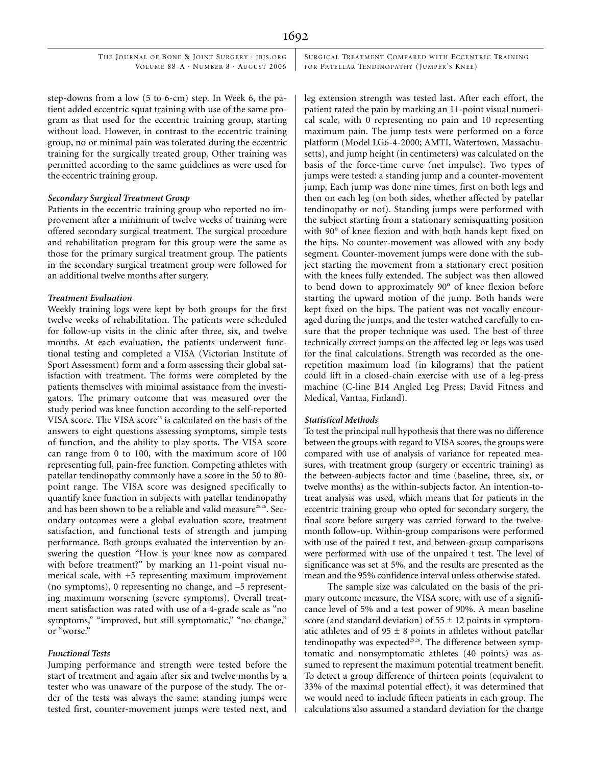step-downs from a low (5 to 6-cm) step. In Week 6, the patient added eccentric squat training with use of the same program as that used for the eccentric training group, starting without load. However, in contrast to the eccentric training group, no or minimal pain was tolerated during the eccentric training for the surgically treated group. Other training was permitted according to the same guidelines as were used for the eccentric training group.

### *Secondary Surgical Treatment Group*

Patients in the eccentric training group who reported no improvement after a minimum of twelve weeks of training were offered secondary surgical treatment. The surgical procedure and rehabilitation program for this group were the same as those for the primary surgical treatment group. The patients in the secondary surgical treatment group were followed for an additional twelve months after surgery.

### *Treatment Evaluation*

Weekly training logs were kept by both groups for the first twelve weeks of rehabilitation. The patients were scheduled for follow-up visits in the clinic after three, six, and twelve months. At each evaluation, the patients underwent functional testing and completed a VISA (Victorian Institute of Sport Assessment) form and a form assessing their global satisfaction with treatment. The forms were completed by the patients themselves with minimal assistance from the investigators. The primary outcome that was measured over the study period was knee function according to the self-reported VISA score. The VISA score[25] is calculated on the basis of the answers to eight questions assessing symptoms, simple tests of function, and the ability to play sports. The VISA score can range from 0 to 100, with the maximum score of 100 representing full, pain-free function. Competing athletes with patellar tendinopathy commonly have a score in the 50 to 80-point range. The VISA score was designed specifically to quantify knee function in subjects with patellar tendinopathy and has been shown to be a reliable and valid measure[25,26]. Secondary outcomes were a global evaluation score, treatment satisfaction, and functional tests of strength and jumping performance. Both groups evaluated the intervention by answering the question "How is your knee now as compared with before treatment?" by marking an 11-point visual numerical scale, with +5 representing maximum improvement (no symptoms), 0 representing no change, and –5 representing maximum worsening (severe symptoms). Overall treatment satisfaction was rated with use of a 4-grade scale as "no symptoms," "improved, but still symptomatic," "no change," or "worse."

### *Functional Tests*

Jumping performance and strength were tested before the start of treatment and again after six and twelve months by a tester who was unaware of the purpose of the study. The order of the tests was always the same: standing jumps were tested first, counter-movement jumps were tested next, and leg extension strength was tested last. After each effort, the patient rated the pain by marking an 11-point visual numerical scale, with 0 representing no pain and 10 representing maximum pain. The jump tests were performed on a force platform (Model LG6-4-2000; AMTI, Watertown, Massachusetts), and jump height (in centimeters) was calculated on the basis of the force-time curve (net impulse). Two types of jumps were tested: a standing jump and a counter-movement jump. Each jump was done nine times, first on both legs and then on each leg (on both sides, whether affected by patellar tendinopathy or not). Standing jumps were performed with the subject starting from a stationary semisquatting position with 90° of knee flexion and with both hands kept fixed on the hips. No counter-movement was allowed with any body segment. Counter-movement jumps were done with the subject starting the movement from a stationary erect position with the knees fully extended. The subject was then allowed to bend down to approximately 90° of knee flexion before starting the upward motion of the jump. Both hands were kept fixed on the hips. The patient was not vocally encouraged during the jumps, and the tester watched carefully to ensure that the proper technique was used. The best of three technically correct jumps on the affected leg or legs was used for the final calculations. Strength was recorded as the one-repetition maximum load (in kilograms) that the patient could lift in a closed-chain exercise with use of a leg-press machine (C-line B14 Angled Leg Press; David Fitness and Medical, Vantaa, Finland).

### *Statistical Methods*

To test the principal null hypothesis that there was no difference between the groups with regard to VISA scores, the groups were compared with use of analysis of variance for repeated measures, with treatment group (surgery or eccentric training) as the between-subjects factor and time (baseline, three, six, or twelve months) as the within-subjects factor. An intention-to-treat analysis was used, which means that for patients in the eccentric training group who opted for secondary surgery, the final score before surgery was carried forward to the twelve-month follow-up. Within-group comparisons were performed with use of the paired t test, and between-group comparisons were performed with use of the unpaired t test. The level of significance was set at 5%, and the results are presented as the mean and the 95% confidence interval unless otherwise stated.

The sample size was calculated on the basis of the primary outcome measure, the VISA score, with use of a significance level of 5% and a test power of 90%. A mean baseline score (and standard deviation) of 55 ± 12 points in symptomatic athletes and of 95 ± 8 points in athletes without patellar tendinopathy was expected[25,26]. The difference between symptomatic and nonsymptomatic athletes (40 points) was assumed to represent the maximum potential treatment benefit. To detect a group difference of thirteen points (equivalent to 33% of the maximal potential effect), it was determined that we would need to include fifteen patients in each group. The calculations also assumed a standard deviation for the change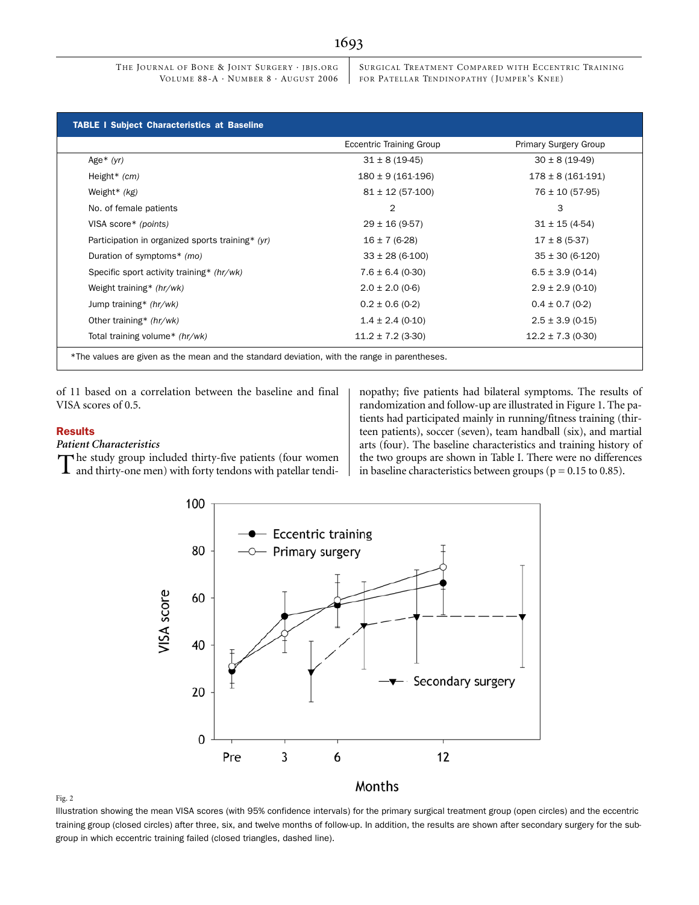**TABLE I Subject Characteristics at Baseline**

| | Eccentric Training Group | Primary Surgery Group |
|---|---|---|
| Age* *(yr)* | 31 ± 8 (19-45) | 30 ± 8 (19-49) |
| Height* *(cm)* | 180 ± 9 (161-196) | 178 ± 8 (161-191) |
| Weight* *(kg)* | 81 ± 12 (57-100) | 76 ± 10 (57-95) |
| No. of female patients | 2 | 3 |
| VISA score* *(points)* | 29 ± 16 (9-57) | 31 ± 15 (4-54) |
| Participation in organized sports training* *(yr)* | 16 ± 7 (6-28) | 17 ± 8 (5-37) |
| Duration of symptoms* *(mo)* | 33 ± 28 (6-100) | 35 ± 30 (6-120) |
| Specific sport activity training* *(hr/wk)* | 7.6 ± 6.4 (0-30) | 6.5 ± 3.9 (0-14) |
| Weight training* *(hr/wk)* | 2.0 ± 2.0 (0-6) | 2.9 ± 2.9 (0-10) |
| Jump training* *(hr/wk)* | 0.2 ± 0.6 (0-2) | 0.4 ± 0.7 (0-2) |
| Other training* *(hr/wk)* | 1.4 ± 2.4 (0-10) | 2.5 ± 3.9 (0-15) |
| Total training volume* *(hr/wk)* | 11.2 ± 7.2 (3-30) | 12.2 ± 7.3 (0-30) |

*The values are given as the mean and the standard deviation, with the range in parentheses.

of 11 based on a correlation between the baseline and final VISA scores of 0.5.

## Results

### *Patient Characteristics*

The study group included thirty-five patients (four women and thirty-one men) with forty tendons with patellar tendinopathy; five patients had bilateral symptoms. The results of randomization and follow-up are illustrated in Figure 1. The patients had participated mainly in running/fitness training (thirteen patients), soccer (seven), team handball (six), and martial arts (four). The baseline characteristics and training history of the two groups are shown in Table I. There were no differences in baseline characteristics between groups (p = 0.15 to 0.85).

Fig. 2

Illustration showing the mean VISA scores (with 95% confidence intervals) for the primary surgical treatment group (open circles) and the eccentric training group (closed circles) after three, six, and twelve months of follow-up. In addition, the results are shown after secondary surgery for the subgroup in which eccentric training failed (closed triangles, dashed line).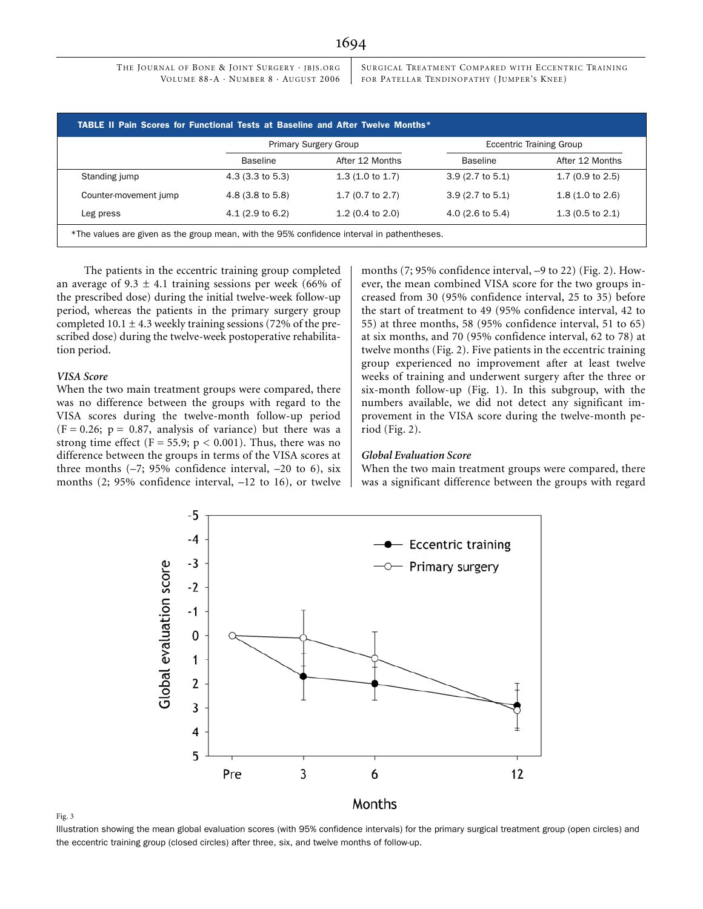**TABLE II Pain Scores for Functional Tests at Baseline and After Twelve Months***

| | Primary Surgery Group | | Eccentric Training Group | |
|---|---|---|---|---|
| | Baseline | After 12 Months | Baseline | After 12 Months |
| Standing jump | 4.3 (3.3 to 5.3) | 1.3 (1.0 to 1.7) | 3.9 (2.7 to 5.1) | 1.7 (0.9 to 2.5) |
| Counter-movement jump | 4.8 (3.8 to 5.8) | 1.7 (0.7 to 2.7) | 3.9 (2.7 to 5.1) | 1.8 (1.0 to 2.6) |
| Leg press | 4.1 (2.9 to 6.2) | 1.2 (0.4 to 2.0) | 4.0 (2.6 to 5.4) | 1.3 (0.5 to 2.1) |

*The values are given as the group mean, with the 95% confidence interval in pathentheses.

The patients in the eccentric training group completed an average of 9.3 ± 4.1 training sessions per week (66% of the prescribed dose) during the initial twelve-week follow-up period, whereas the patients in the primary surgery group completed 10.1 ± 4.3 weekly training sessions (72% of the prescribed dose) during the twelve-week postoperative rehabilitation period.

### *VISA Score*

When the two main treatment groups were compared, there was no difference between the groups with regard to the VISA scores during the twelve-month follow-up period ($F = 0.26$; $p = 0.87$, analysis of variance) but there was a strong time effect ($F = 55.9$; $p < 0.001$). Thus, there was no difference between the groups in terms of the VISA scores at three months (–7; 95% confidence interval, –20 to 6), six months (2; 95% confidence interval, –12 to 16), or twelve months (7; 95% confidence interval, –9 to 22) (Fig. 2). However, the mean combined VISA score for the two groups increased from 30 (95% confidence interval, 25 to 35) before the start of treatment to 49 (95% confidence interval, 42 to 55) at three months, 58 (95% confidence interval, 51 to 65) at six months, and 70 (95% confidence interval, 62 to 78) at twelve months (Fig. 2). Five patients in the eccentric training group experienced no improvement after at least twelve weeks of training and underwent surgery after the three or six-month follow-up (Fig. 1). In this subgroup, with the numbers available, we did not detect any significant improvement in the VISA score during the twelve-month period (Fig. 2).

### *Global Evaluation Score*

When the two main treatment groups were compared, there was a significant difference between the groups with regard

Fig. 3

Illustration showing the mean global evaluation scores (with 95% confidence intervals) for the primary surgical treatment group (open circles) and the eccentric training group (closed circles) after three, six, and twelve months of follow-up.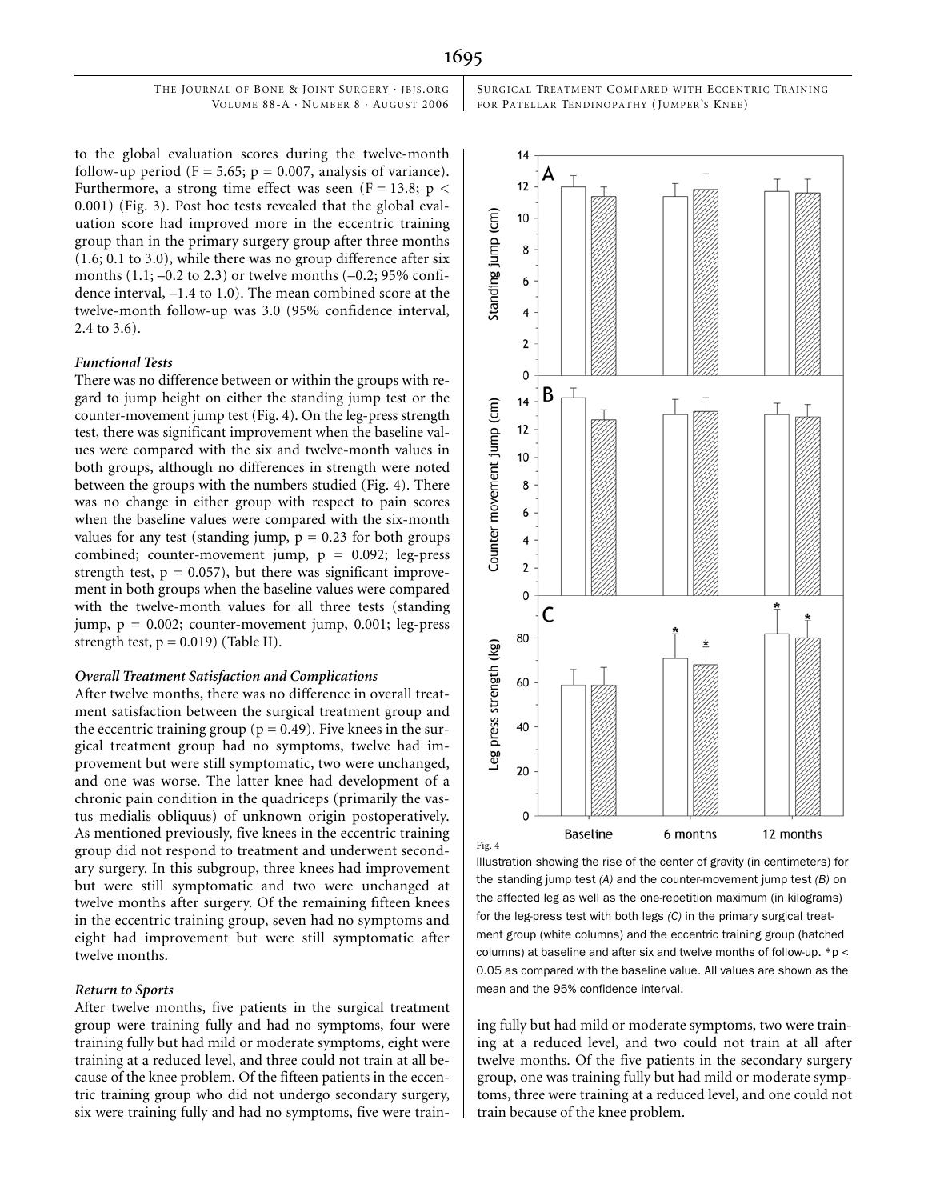to the global evaluation scores during the twelve-month follow-up period ($F = 5.65$; $p = 0.007$, analysis of variance). Furthermore, a strong time effect was seen ($F = 13.8$; $p < 0.001$) (Fig. 3). Post hoc tests revealed that the global evaluation score had improved more in the eccentric training group than in the primary surgery group after three months (1.6; 0.1 to 3.0), while there was no group difference after six months (1.1; –0.2 to 2.3) or twelve months (–0.2; 95% confidence interval, –1.4 to 1.0). The mean combined score at the twelve-month follow-up was 3.0 (95% confidence interval, 2.4 to 3.6).

### *Functional Tests*

There was no difference between or within the groups with regard to jump height on either the standing jump test or the counter-movement jump test (Fig. 4). On the leg-press strength test, there was significant improvement when the baseline values were compared with the six and twelve-month values in both groups, although no differences in strength were noted between the groups with the numbers studied (Fig. 4). There was no change in either group with respect to pain scores when the baseline values were compared with the six-month values for any test (standing jump, $p = 0.23$ for both groups combined; counter-movement jump, $p = 0.092$; leg-press strength test, $p = 0.057$), but there was significant improvement in both groups when the baseline values were compared with the twelve-month values for all three tests (standing jump, $p = 0.002$; counter-movement jump, 0.001; leg-press strength test, $p = 0.019$) (Table II).

### *Overall Treatment Satisfaction and Complications*

After twelve months, there was no difference in overall treatment satisfaction between the surgical treatment group and the eccentric training group ($p = 0.49$). Five knees in the surgical treatment group had no symptoms, twelve had improvement but were still symptomatic, two were unchanged, and one was worse. The latter knee had development of a chronic pain condition in the quadriceps (primarily the vastus medialis obliquus) of unknown origin postoperatively. As mentioned previously, five knees in the eccentric training group did not respond to treatment and underwent secondary surgery. In this subgroup, three knees had improvement but were still symptomatic and two were unchanged at twelve months after surgery. Of the remaining fifteen knees in the eccentric training group, seven had no symptoms and eight had improvement but were still symptomatic after twelve months.

### *Return to Sports*

After twelve months, five patients in the surgical treatment group were training fully and had no symptoms, four were training fully but had mild or moderate symptoms, eight were training at a reduced level, and three could not train at all because of the knee problem. Of the fifteen patients in the eccentric training group who did not undergo secondary surgery, six were training fully and had no symptoms, five were training fully but had mild or moderate symptoms, two were training at a reduced level, and two could not train at all after twelve months. Of the five patients in the secondary surgery group, one was training fully but had mild or moderate symptoms, three were training at a reduced level, and one could not train because of the knee problem.

Fig. 4

Illustration showing the rise of the center of gravity (in centimeters) for the standing jump test *(A)* and the counter-movement jump test *(B)* on the affected leg as well as the one-repetition maximum (in kilograms) for the leg-press test with both legs *(C)* in the primary surgical treatment group (white columns) and the eccentric training group (hatched columns) at baseline and after six and twelve months of follow-up. *$p < 0.05$ as compared with the baseline value. All values are shown as the mean and the 95% confidence interval.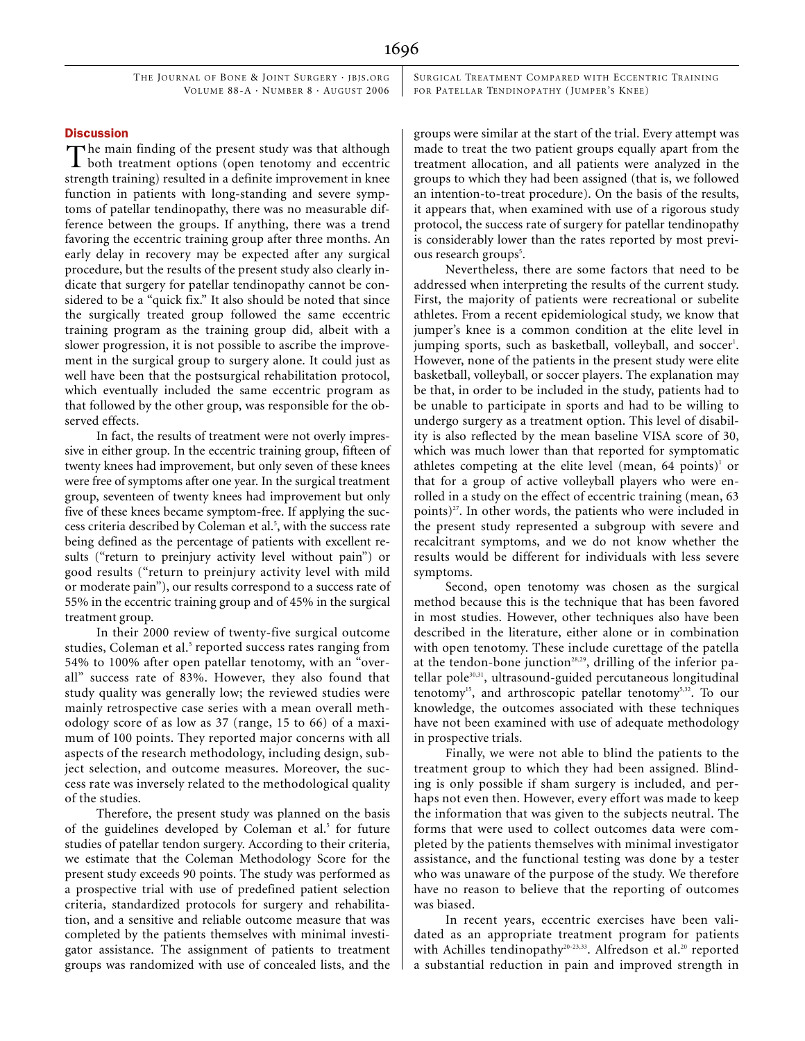## Discussion

The main finding of the present study was that although both treatment options (open tenotomy and eccentric strength training) resulted in a definite improvement in knee function in patients with long-standing and severe symptoms of patellar tendinopathy, there was no measurable difference between the groups. If anything, there was a trend favoring the eccentric training group after three months. An early delay in recovery may be expected after any surgical procedure, but the results of the present study also clearly indicate that surgery for patellar tendinopathy cannot be considered to be a "quick fix." It also should be noted that since the surgically treated group followed the same eccentric training program as the training group did, albeit with a slower progression, it is not possible to ascribe the improvement in the surgical group to surgery alone. It could just as well have been that the postsurgical rehabilitation protocol, which eventually included the same eccentric program as that followed by the other group, was responsible for the observed effects.

In fact, the results of treatment were not overly impressive in either group. In the eccentric training group, fifteen of twenty knees had improvement, but only seven of these knees were free of symptoms after one year. In the surgical treatment group, seventeen of twenty knees had improvement but only five of these knees became symptom-free. If applying the success criteria described by Coleman et al.[5], with the success rate being defined as the percentage of patients with excellent results ("return to preinjury activity level without pain") or good results ("return to preinjury activity level with mild or moderate pain"), our results correspond to a success rate of 55% in the eccentric training group and of 45% in the surgical treatment group.

In their 2000 review of twenty-five surgical outcome studies, Coleman et al.[5] reported success rates ranging from 54% to 100% after open patellar tenotomy, with an "overall" success rate of 83%. However, they also found that study quality was generally low; the reviewed studies were mainly retrospective case series with a mean overall methodology score of as low as 37 (range, 15 to 66) of a maximum of 100 points. They reported major concerns with all aspects of the research methodology, including design, subject selection, and outcome measures. Moreover, the success rate was inversely related to the methodological quality of the studies.

Therefore, the present study was planned on the basis of the guidelines developed by Coleman et al.[5] for future studies of patellar tendon surgery. According to their criteria, we estimate that the Coleman Methodology Score for the present study exceeds 90 points. The study was performed as a prospective trial with use of predefined patient selection criteria, standardized protocols for surgery and rehabilitation, and a sensitive and reliable outcome measure that was completed by the patients themselves with minimal investigator assistance. The assignment of patients to treatment groups was randomized with use of concealed lists, and the groups were similar at the start of the trial. Every attempt was made to treat the two patient groups equally apart from the treatment allocation, and all patients were analyzed in the groups to which they had been assigned (that is, we followed an intention-to-treat procedure). On the basis of the results, it appears that, when examined with use of a rigorous study protocol, the success rate of surgery for patellar tendinopathy is considerably lower than the rates reported by most previous research groups[5].

Nevertheless, there are some factors that need to be addressed when interpreting the results of the current study. First, the majority of patients were recreational or subelite athletes. From a recent epidemiological study, we know that jumper's knee is a common condition at the elite level in jumping sports, such as basketball, volleyball, and soccer[1]. However, none of the patients in the present study were elite basketball, volleyball, or soccer players. The explanation may be that, in order to be included in the study, patients had to be unable to participate in sports and had to be willing to undergo surgery as a treatment option. This level of disability is also reflected by the mean baseline VISA score of 30, which was much lower than that reported for symptomatic athletes competing at the elite level (mean, 64 points)[1] or that for a group of active volleyball players who were enrolled in a study on the effect of eccentric training (mean, 63 points)[27]. In other words, the patients who were included in the present study represented a subgroup with severe and recalcitrant symptoms, and we do not know whether the results would be different for individuals with less severe symptoms.

Second, open tenotomy was chosen as the surgical method because this is the technique that has been favored in most studies. However, other techniques also have been described in the literature, either alone or in combination with open tenotomy. These include curettage of the patella at the tendon-bone junction[28,29], drilling of the inferior patellar pole[30,31], ultrasound-guided percutaneous longitudinal tenotomy[15], and arthroscopic patellar tenotomy[5,32]. To our knowledge, the outcomes associated with these techniques have not been examined with use of adequate methodology in prospective trials.

Finally, we were not able to blind the patients to the treatment group to which they had been assigned. Blinding is only possible if sham surgery is included, and perhaps not even then. However, every effort was made to keep the information that was given to the subjects neutral. The forms that were used to collect outcomes data were completed by the patients themselves with minimal investigator assistance, and the functional testing was done by a tester who was unaware of the purpose of the study. We therefore have no reason to believe that the reporting of outcomes was biased.

In recent years, eccentric exercises have been validated as an appropriate treatment program for patients with Achilles tendinopathy[20-23,33]. Alfredson et al.[20] reported a substantial reduction in pain and improved strength in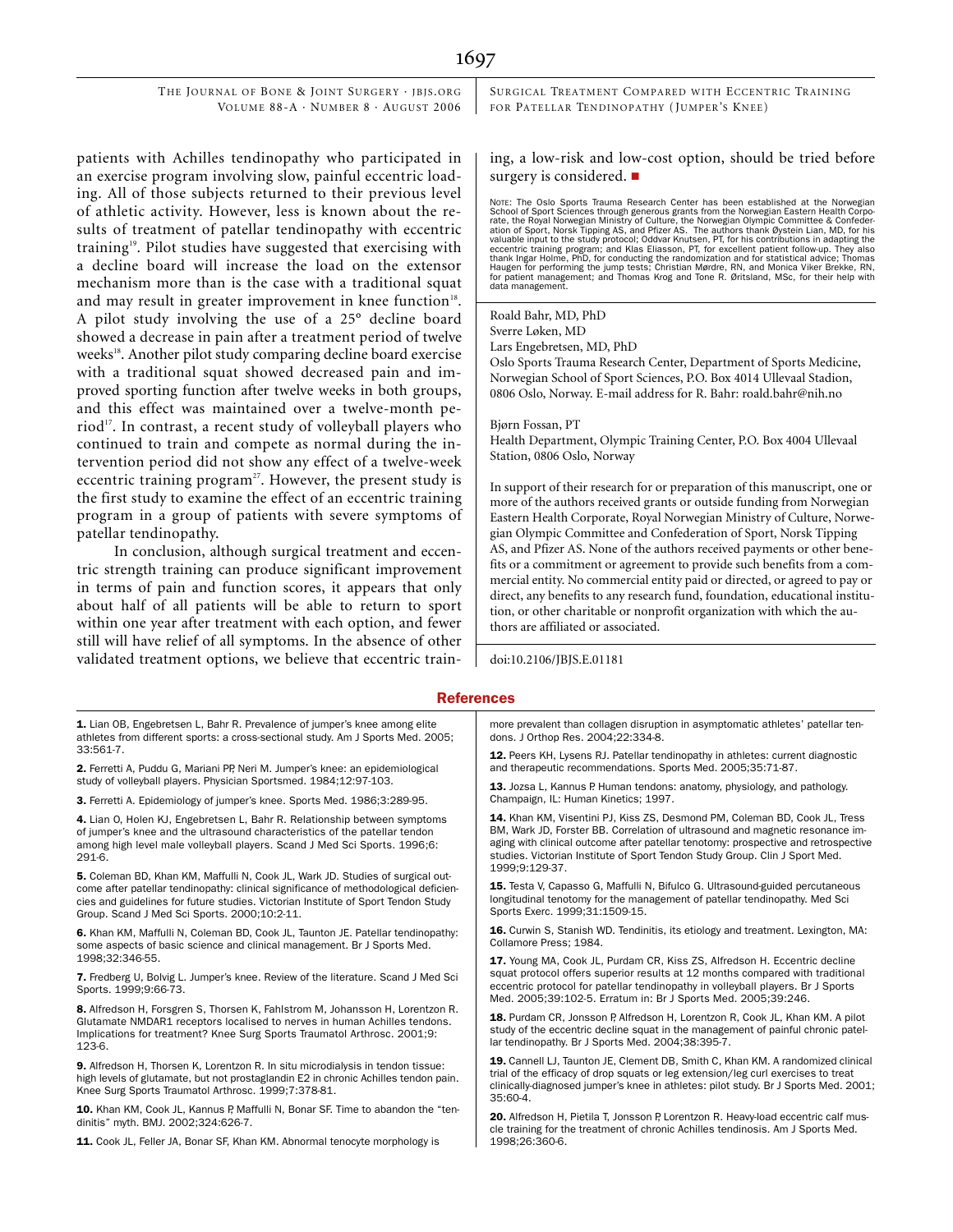patients with Achilles tendinopathy who participated in an exercise program involving slow, painful eccentric loading. All of those subjects returned to their previous level of athletic activity. However, less is known about the results of treatment of patellar tendinopathy with eccentric training[19]. Pilot studies have suggested that exercising with a decline board will increase the load on the extensor mechanism more than is the case with a traditional squat and may result in greater improvement in knee function[18]. A pilot study involving the use of a 25° decline board showed a decrease in pain after a treatment period of twelve weeks[18]. Another pilot study comparing decline board exercise with a traditional squat showed decreased pain and improved sporting function after twelve weeks in both groups, and this effect was maintained over a twelve-month period[17]. In contrast, a recent study of volleyball players who continued to train and compete as normal during the intervention period did not show any effect of a twelve-week eccentric training program[27]. However, the present study is the first study to examine the effect of an eccentric training program in a group of patients with severe symptoms of patellar tendinopathy.

In conclusion, although surgical treatment and eccentric strength training can produce significant improvement in terms of pain and function scores, it appears that only about half of all patients will be able to return to sport within one year after treatment with each option, and fewer still will have relief of all symptoms. In the absence of other validated treatment options, we believe that eccentric training, a low-risk and low-cost option, should be tried before surgery is considered. ■

NOTE: The Oslo Sports Trauma Research Center has been established at the Norwegian School of Sport Sciences through generous grants from the Norwegian Eastern Health Corporate, the Royal Norwegian Ministry of Culture, the Norwegian Olympic Committee & Confederation of Sport, Norsk Tipping AS, and Pfizer AS. The authors thank Øystein Lian, MD, for his valuable input to the study protocol; Oddvar Knutsen, PT, for his contributions in adapting the eccentric training program; and Klas Eliasson, PT, for excellent patient follow-up. They also thank Ingar Holme, PhD, for conducting the randomization and for statistical advice; Thomas Haugen for performing the jump tests; Christian Mørdre, RN, and Monica Viker Brekke, RN, for patient management; and Thomas Krog and Tone R. Øritsland, MSc, for their help with data management.

Roald Bahr, MD, PhD
Sverre Løken, MD
Lars Engebretsen, MD, PhD
Oslo Sports Trauma Research Center, Department of Sports Medicine, Norwegian School of Sport Sciences, P.O. Box 4014 Ullevaal Stadion, 0806 Oslo, Norway. E-mail address for R. Bahr: roald.bahr@nih.no

Bjørn Fossan, PT
Health Department, Olympic Training Center, P.O. Box 4004 Ullevaal Station, 0806 Oslo, Norway

In support of their research for or preparation of this manuscript, one or more of the authors received grants or outside funding from Norwegian Eastern Health Corporate, Royal Norwegian Ministry of Culture, Norwegian Olympic Committee and Confederation of Sport, Norsk Tipping AS, and Pfizer AS. None of the authors received payments or other benefits or a commitment or agreement to provide such benefits from a commercial entity. No commercial entity paid or directed, or agreed to pay or direct, any benefits to any research fund, foundation, educational institution, or other charitable or nonprofit organization with which the authors are affiliated or associated.

doi:10.2106/JBJS.E.01181

## References

**1.** Lian OB, Engebretsen L, Bahr R. Prevalence of jumper's knee among elite athletes from different sports: a cross-sectional study. Am J Sports Med. 2005;33:561-7.

**2.** Ferretti A, Puddu G, Mariani PP, Neri M. Jumper's knee: an epidemiological study of volleyball players. Physician Sportsmed. 1984;12:97-103.

**3.** Ferretti A. Epidemiology of jumper's knee. Sports Med. 1986;3:289-95.

**4.** Lian O, Holen KJ, Engebretsen L, Bahr R. Relationship between symptoms of jumper's knee and the ultrasound characteristics of the patellar tendon among high level male volleyball players. Scand J Med Sci Sports. 1996;6:291-6.

**5.** Coleman BD, Khan KM, Maffulli N, Cook JL, Wark JD. Studies of surgical outcome after patellar tendinopathy: clinical significance of methodological deficiencies and guidelines for future studies. Victorian Institute of Sport Tendon Study Group. Scand J Med Sci Sports. 2000;10:2-11.

**6.** Khan KM, Maffulli N, Coleman BD, Cook JL, Taunton JE. Patellar tendinopathy: some aspects of basic science and clinical management. Br J Sports Med. 1998;32:346-55.

**7.** Fredberg U, Bolvig L. Jumper's knee. Review of the literature. Scand J Med Sci Sports. 1999;9:66-73.

**8.** Alfredson H, Forsgren S, Thorsen K, Fahlstrom M, Johansson H, Lorentzon R. Glutamate NMDAR1 receptors localised to nerves in human Achilles tendons. Implications for treatment? Knee Surg Sports Traumatol Arthrosc. 2001;9:123-6.

**9.** Alfredson H, Thorsen K, Lorentzon R. In situ microdialysis in tendon tissue: high levels of glutamate, but not prostaglandin E2 in chronic Achilles tendon pain. Knee Surg Sports Traumatol Arthrosc. 1999;7:378-81.

**10.** Khan KM, Cook JL, Kannus P, Maffulli N, Bonar SF. Time to abandon the "tendinitis" myth. BMJ. 2002;324:626-7.

**11.** Cook JL, Feller JA, Bonar SF, Khan KM. Abnormal tenocyte morphology is more prevalent than collagen disruption in asymptomatic athletes' patellar tendons. J Orthop Res. 2004;22:334-8.

**12.** Peers KH, Lysens RJ. Patellar tendinopathy in athletes: current diagnostic and therapeutic recommendations. Sports Med. 2005;35:71-87.

**13.** Jozsa L, Kannus P. Human tendons: anatomy, physiology, and pathology. Champaign, IL: Human Kinetics; 1997.

**14.** Khan KM, Visentini PJ, Kiss ZS, Desmond PM, Coleman BD, Cook JL, Tress BM, Wark JD, Forster BB. Correlation of ultrasound and magnetic resonance imaging with clinical outcome after patellar tenotomy: prospective and retrospective studies. Victorian Institute of Sport Tendon Study Group. Clin J Sport Med. 1999;9:129-37.

**15.** Testa V, Capasso G, Maffulli N, Bifulco G. Ultrasound-guided percutaneous longitudinal tenotomy for the management of patellar tendinopathy. Med Sci Sports Exerc. 1999;31:1509-15.

**16.** Curwin S, Stanish WD. Tendinitis, its etiology and treatment. Lexington, MA: Collamore Press; 1984.

**17.** Young MA, Cook JL, Purdam CR, Kiss ZS, Alfredson H. Eccentric decline squat protocol offers superior results at 12 months compared with traditional eccentric protocol for patellar tendinopathy in volleyball players. Br J Sports Med. 2005;39:102-5. Erratum in: Br J Sports Med. 2005;39:246.

**18.** Purdam CR, Jonsson P, Alfredson H, Lorentzon R, Cook JL, Khan KM. A pilot study of the eccentric decline squat in the management of painful chronic patellar tendinopathy. Br J Sports Med. 2004;38:395-7.

**19.** Cannell LJ, Taunton JE, Clement DB, Smith C, Khan KM. A randomized clinical trial of the efficacy of drop squats or leg extension/leg curl exercises to treat clinically-diagnosed jumper's knee in athletes: pilot study. Br J Sports Med. 2001;35:60-4.

**20.** Alfredson H, Pietila T, Jonsson P, Lorentzon R. Heavy-load eccentric calf muscle training for the treatment of chronic Achilles tendinosis. Am J Sports Med. 1998;26:360-6.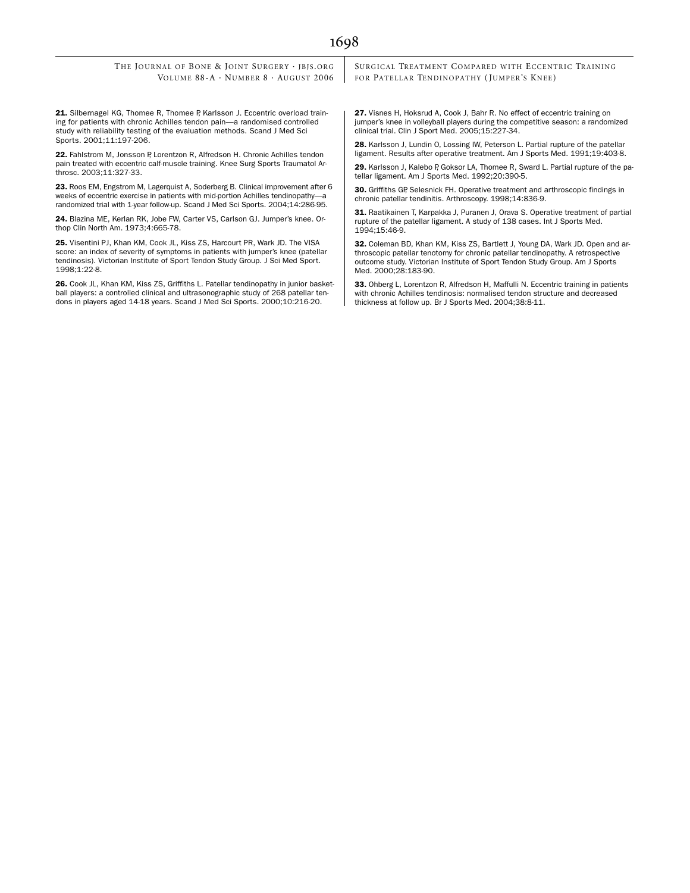**21.** Silbernagel KG, Thomee R, Thomee P, Karlsson J. Eccentric overload training for patients with chronic Achilles tendon pain—a randomised controlled study with reliability testing of the evaluation methods. Scand J Med Sci Sports. 2001;11:197-206.

**22.** Fahlstrom M, Jonsson P, Lorentzon R, Alfredson H. Chronic Achilles tendon pain treated with eccentric calf-muscle training. Knee Surg Sports Traumatol Arthrosc. 2003;11:327-33.

**23.** Roos EM, Engstrom M, Lagerquist A, Soderberg B. Clinical improvement after 6 weeks of eccentric exercise in patients with mid-portion Achilles tendinopathy—a randomized trial with 1-year follow-up. Scand J Med Sci Sports. 2004;14:286-95.

**24.** Blazina ME, Kerlan RK, Jobe FW, Carter VS, Carlson GJ. Jumper's knee. Orthop Clin North Am. 1973;4:665-78.

**25.** Visentini PJ, Khan KM, Cook JL, Kiss ZS, Harcourt PR, Wark JD. The VISA score: an index of severity of symptoms in patients with jumper's knee (patellar tendinosis). Victorian Institute of Sport Tendon Study Group. J Sci Med Sport. 1998;1:22-8.

**26.** Cook JL, Khan KM, Kiss ZS, Griffiths L. Patellar tendinopathy in junior basketball players: a controlled clinical and ultrasonographic study of 268 patellar tendons in players aged 14-18 years. Scand J Med Sci Sports. 2000;10:216-20.

**27.** Visnes H, Hoksrud A, Cook J, Bahr R. No effect of eccentric training on jumper's knee in volleyball players during the competitive season: a randomized clinical trial. Clin J Sport Med. 2005;15:227-34.

**28.** Karlsson J, Lundin O, Lossing IW, Peterson L. Partial rupture of the patellar ligament. Results after operative treatment. Am J Sports Med. 1991;19:403-8.

**29.** Karlsson J, Kalebo P, Goksor LA, Thomee R, Sward L. Partial rupture of the patellar ligament. Am J Sports Med. 1992;20:390-5.

**30.** Griffiths GP, Selesnick FH. Operative treatment and arthroscopic findings in chronic patellar tendinitis. Arthroscopy. 1998;14:836-9.

**31.** Raatikainen T, Karpakka J, Puranen J, Orava S. Operative treatment of partial rupture of the patellar ligament. A study of 138 cases. Int J Sports Med. 1994;15:46-9.

**32.** Coleman BD, Khan KM, Kiss ZS, Bartlett J, Young DA, Wark JD. Open and arthroscopic patellar tenotomy for chronic patellar tendinopathy. A retrospective outcome study. Victorian Institute of Sport Tendon Study Group. Am J Sports Med. 2000;28:183-90.

**33.** Ohberg L, Lorentzon R, Alfredson H, Maffulli N. Eccentric training in patients with chronic Achilles tendinosis: normalised tendon structure and decreased thickness at follow up. Br J Sports Med. 2004;38:8-11.